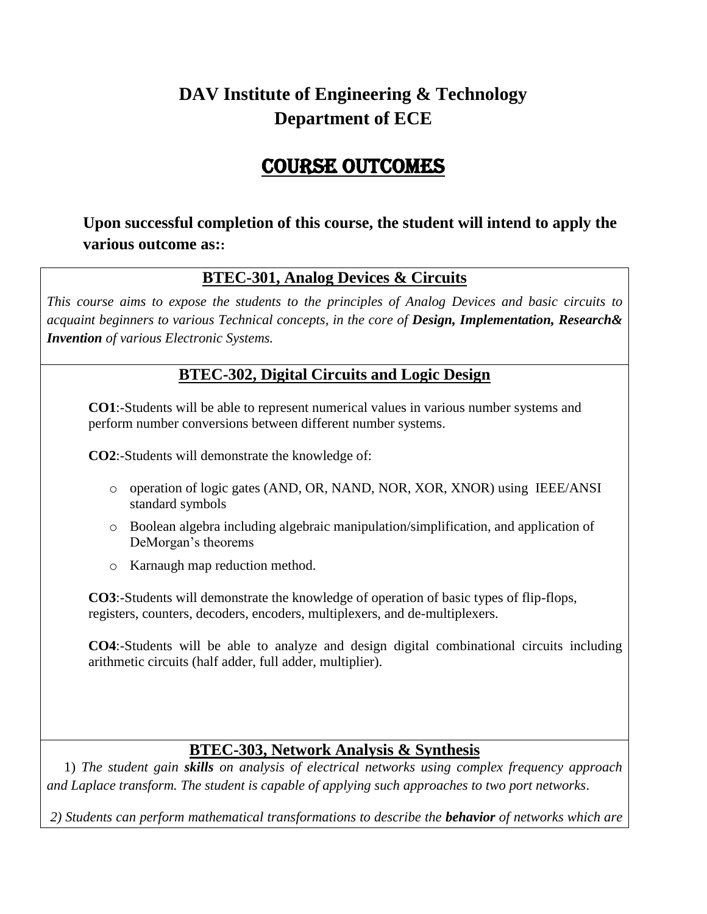# DAV Institute of Engineering & Technology
# Department of ECE

## COURSE OUTCOMES

**Upon successful completion of this course, the student will intend to apply the various outcome as::**

### BTEC-301, Analog Devices & Circuits

*This course aims to expose the students to the principles of Analog Devices and basic circuits to acquaint beginners to various Technical concepts, in the core of **Design, Implementation, Research& Invention** of various Electronic Systems.*

### BTEC-302, Digital Circuits and Logic Design

**CO1**:-Students will be able to represent numerical values in various number systems and perform number conversions between different number systems.

**CO2**:-Students will demonstrate the knowledge of:

- operation of logic gates (AND, OR, NAND, NOR, XOR, XNOR) using IEEE/ANSI standard symbols
- Boolean algebra including algebraic manipulation/simplification, and application of DeMorgan's theorems
- Karnaugh map reduction method.

**CO3**:-Students will demonstrate the knowledge of operation of basic types of flip-flops, registers, counters, decoders, encoders, multiplexers, and de-multiplexers.

**CO4**:-Students will be able to analyze and design digital combinational circuits including arithmetic circuits (half adder, full adder, multiplier).

### BTEC-303, Network Analysis & Synthesis

1) *The student gain **skills** on analysis of electrical networks using complex frequency approach and Laplace transform. The student is capable of applying such approaches to two port networks*.

*2) Students can perform mathematical transformations to describe the **behavior** of networks which are*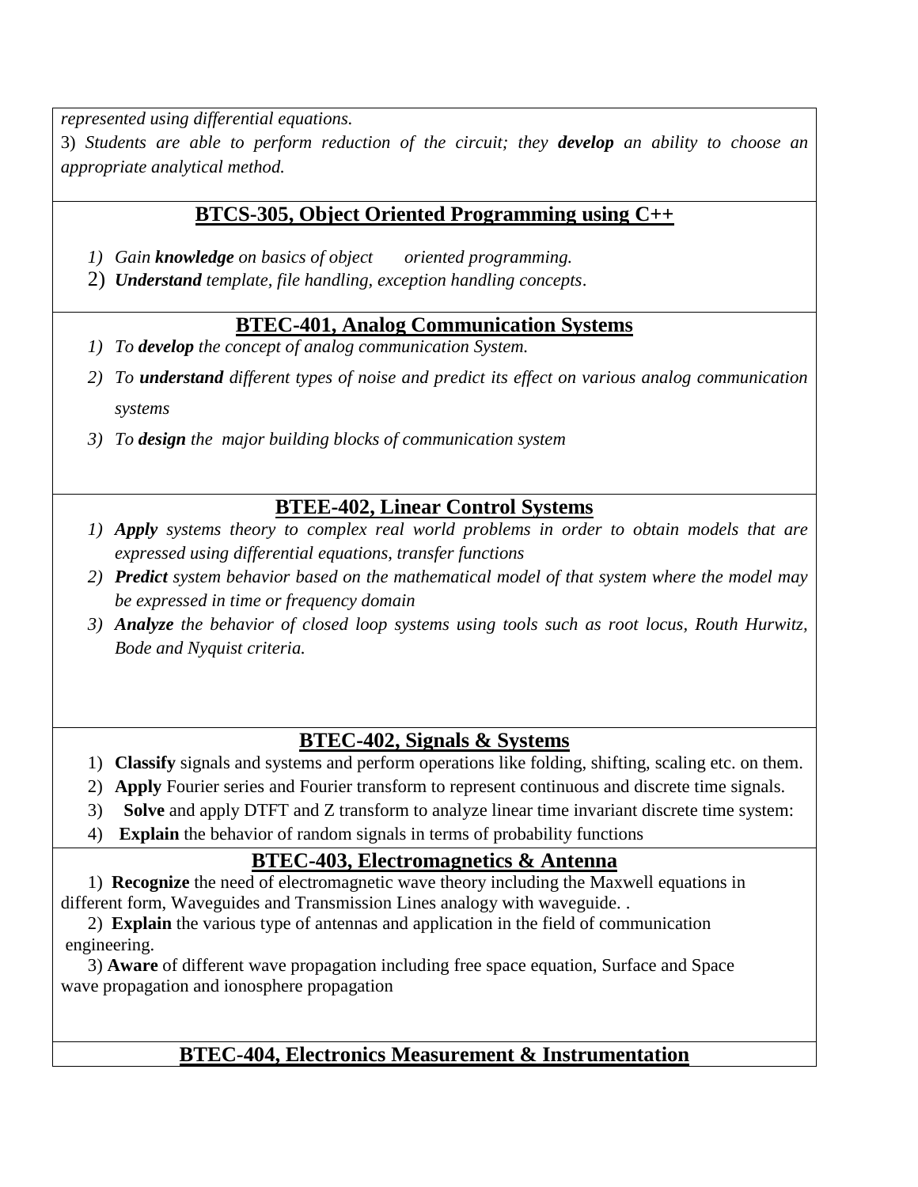*represented using differential equations.*

3) *Students are able to perform reduction of the circuit; they* ***develop*** *an ability to choose an appropriate analytical method.*

## BTCS-305, Object Oriented Programming using C++

1) *Gain* ***knowledge*** *on basics of object oriented programming.*
2) ***Understand*** *template, file handling, exception handling concepts*.

## BTEC-401, Analog Communication Systems

1) *To* ***develop*** *the concept of analog communication System.*
2) *To* ***understand*** *different types of noise and predict its effect on various analog communication systems*
3) *To* ***design*** *the major building blocks of communication system*

## BTEE-402, Linear Control Systems

1) ***Apply*** *systems theory to complex real world problems in order to obtain models that are expressed using differential equations, transfer functions*
2) ***Predict*** *system behavior based on the mathematical model of that system where the model may be expressed in time or frequency domain*
3) ***Analyze*** *the behavior of closed loop systems using tools such as root locus, Routh Hurwitz, Bode and Nyquist criteria.*

## BTEC-402, Signals & Systems

1) **Classify** signals and systems and perform operations like folding, shifting, scaling etc. on them.
2) **Apply** Fourier series and Fourier transform to represent continuous and discrete time signals.
3) **Solve** and apply DTFT and Z transform to analyze linear time invariant discrete time system:
4) **Explain** the behavior of random signals in terms of probability functions

## BTEC-403, Electromagnetics & Antenna

1) **Recognize** the need of electromagnetic wave theory including the Maxwell equations in different form, Waveguides and Transmission Lines analogy with waveguide. .
2) **Explain** the various type of antennas and application in the field of communication engineering.
3) **Aware** of different wave propagation including free space equation, Surface and Space wave propagation and ionosphere propagation

## BTEC-404, Electronics Measurement & Instrumentation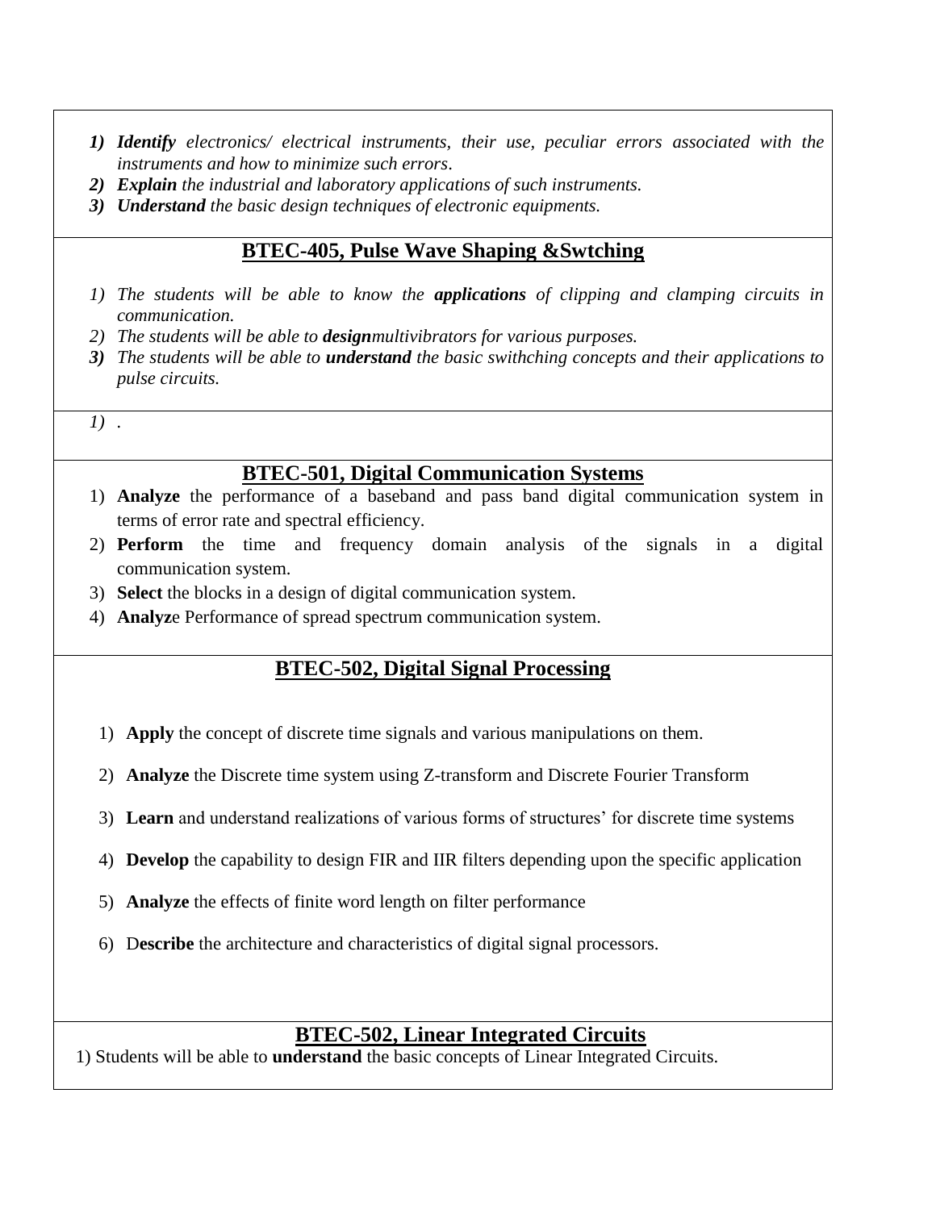1) ***Identify*** *electronics/ electrical instruments, their use, peculiar errors associated with the instruments and how to minimize such errors*.
2) ***Explain*** *the industrial and laboratory applications of such instruments.*
3) ***Understand*** *the basic design techniques of electronic equipments.*

## BTEC-405, Pulse Wave Shaping &Swtching

1) *The students will be able to know the* ***applications*** *of clipping and clamping circuits in communication.*
2) *The students will be able to* ***design****multivibrators for various purposes.*
3) *The students will be able to* ***understand*** *the basic swithching concepts and their applications to pulse circuits.*

1) .

## BTEC-501, Digital Communication Systems

1) **Analyze** the performance of a baseband and pass band digital communication system in terms of error rate and spectral efficiency.
2) **Perform** the time and frequency domain analysis of the signals in a digital communication system.
3) **Select** the blocks in a design of digital communication system.
4) **Analyz**e Performance of spread spectrum communication system.

## BTEC-502, Digital Signal Processing

1) **Apply** the concept of discrete time signals and various manipulations on them.
2) **Analyze** the Discrete time system using Z-transform and Discrete Fourier Transform
3) **Learn** and understand realizations of various forms of structures' for discrete time systems
4) **Develop** the capability to design FIR and IIR filters depending upon the specific application
5) **Analyze** the effects of finite word length on filter performance
6) D**escribe** the architecture and characteristics of digital signal processors.

## BTEC-502, Linear Integrated Circuits

1) Students will be able to **understand** the basic concepts of Linear Integrated Circuits.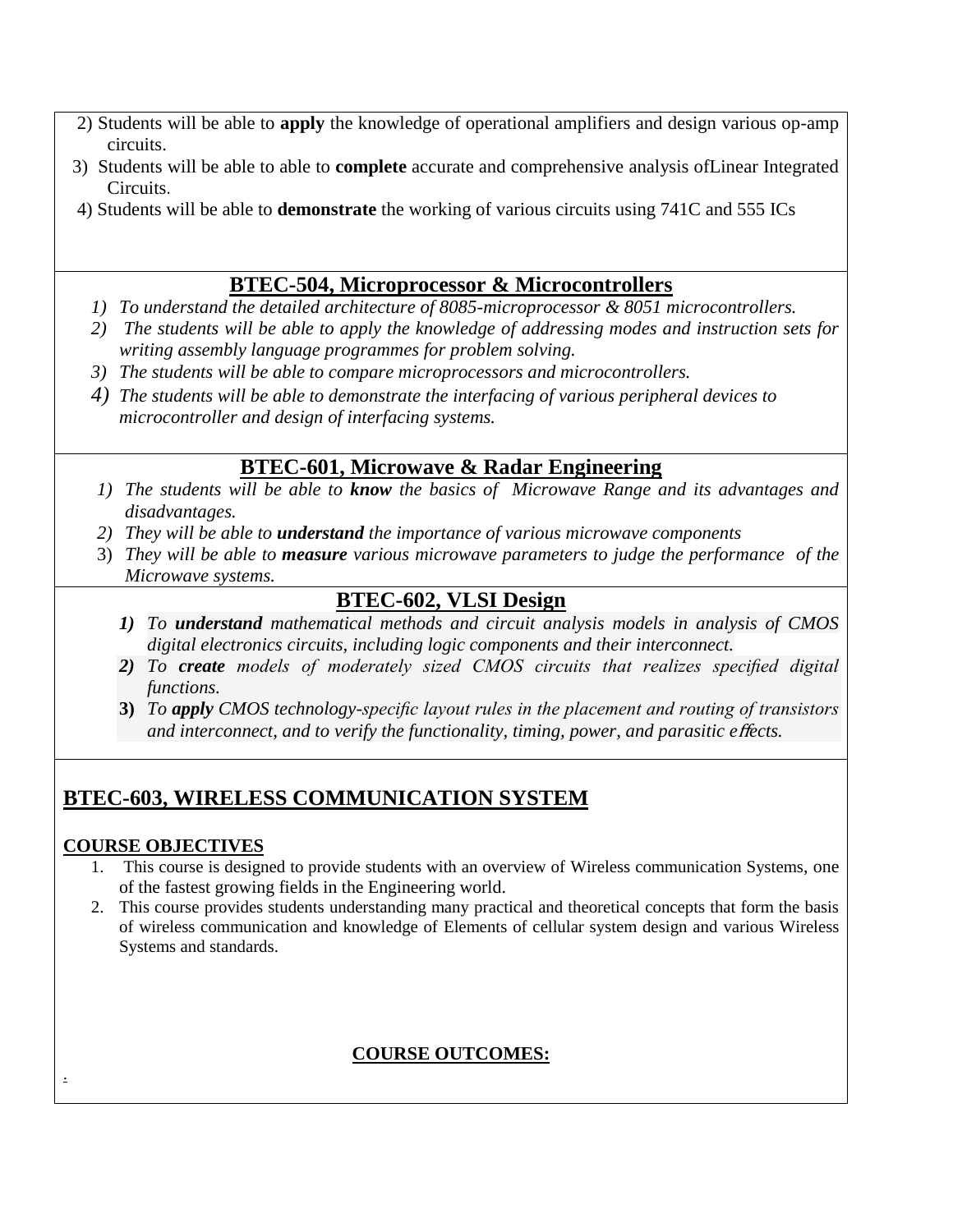2) Students will be able to **apply** the knowledge of operational amplifiers and design various op-amp circuits.

3) Students will be able to able to **complete** accurate and comprehensive analysis ofLinear Integrated Circuits.

4) Students will be able to **demonstrate** the working of various circuits using 741C and 555 ICs

## BTEC-504, Microprocessor & Microcontrollers

1) *To understand the detailed architecture of 8085-microprocessor & 8051 microcontrollers.*
2) *The students will be able to apply the knowledge of addressing modes and instruction sets for writing assembly language programmes for problem solving.*
3) *The students will be able to compare microprocessors and microcontrollers.*
4) *The students will be able to demonstrate the interfacing of various peripheral devices to microcontroller and design of interfacing systems.*

## BTEC-601, Microwave & Radar Engineering

1) *The students will be able to **know** the basics of Microwave Range and its advantages and disadvantages.*
2) *They will be able to **understand** the importance of various microwave components*
3) *They will be able to **measure** various microwave parameters to judge the performance of the Microwave systems.*

## BTEC-602, VLSI Design

1) *To **understand** mathematical methods and circuit analysis models in analysis of CMOS digital electronics circuits, including logic components and their interconnect.*
2) *To **create** models of moderately sized CMOS circuits that realizes specified digital functions.*
3) *To **apply** CMOS technology-specific layout rules in the placement and routing of transistors and interconnect, and to verify the functionality, timing, power, and parasitic effects.*

## BTEC-603, WIRELESS COMMUNICATION SYSTEM

**COURSE OBJECTIVES**

1. This course is designed to provide students with an overview of Wireless communication Systems, one of the fastest growing fields in the Engineering world.
2. This course provides students understanding many practical and theoretical concepts that form the basis of wireless communication and knowledge of Elements of cellular system design and various Wireless Systems and standards.

**COURSE OUTCOMES:**

.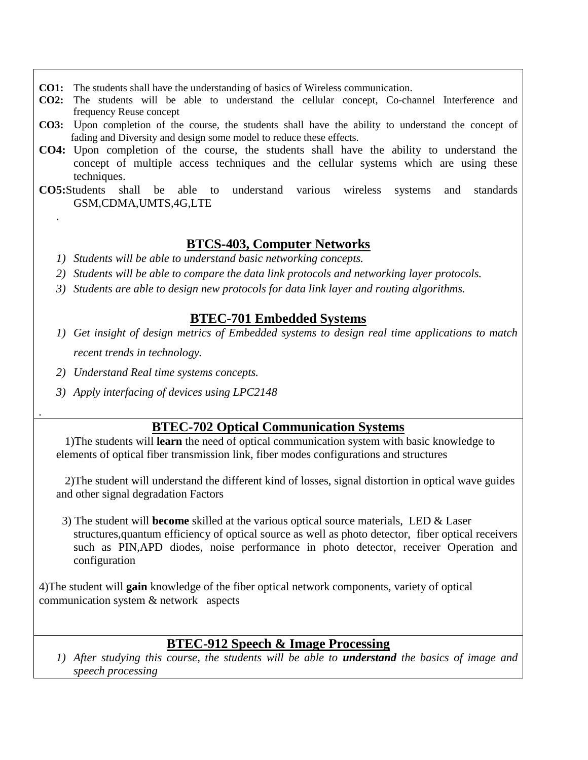**CO1:** The students shall have the understanding of basics of Wireless communication.

**CO2:** The students will be able to understand the cellular concept, Co-channel Interference and frequency Reuse concept

**CO3:** Upon completion of the course, the students shall have the ability to understand the concept of fading and Diversity and design some model to reduce these effects.

**CO4:** Upon completion of the course, the students shall have the ability to understand the concept of multiple access techniques and the cellular systems which are using these techniques.

**CO5:** Students shall be able to understand various wireless systems and standards GSM,CDMA,UMTS,4G,LTE

.

## BTCS-403, Computer Networks

1) *Students will be able to understand basic networking concepts.*
2) *Students will be able to compare the data link protocols and networking layer protocols.*
3) *Students are able to design new protocols for data link layer and routing algorithms.*

## BTEC-701 Embedded Systems

1) *Get insight of design metrics of Embedded systems to design real time applications to match recent trends in technology.*
2) *Understand Real time systems concepts.*
3) *Apply interfacing of devices using LPC2148*

.

## BTEC-702 Optical Communication Systems

1)The students will **learn** the need of optical communication system with basic knowledge to elements of optical fiber transmission link, fiber modes configurations and structures

2)The student will understand the different kind of losses, signal distortion in optical wave guides and other signal degradation Factors

3) The student will **become** skilled at the various optical source materials, LED & Laser structures,quantum efficiency of optical source as well as photo detector, fiber optical receivers such as PIN,APD diodes, noise performance in photo detector, receiver Operation and configuration

4)The student will **gain** knowledge of the fiber optical network components, variety of optical communication system & network aspects

## BTEC-912 Speech & Image Processing

1) *After studying this course, the students will be able to* ***understand*** *the basics of image and speech processing*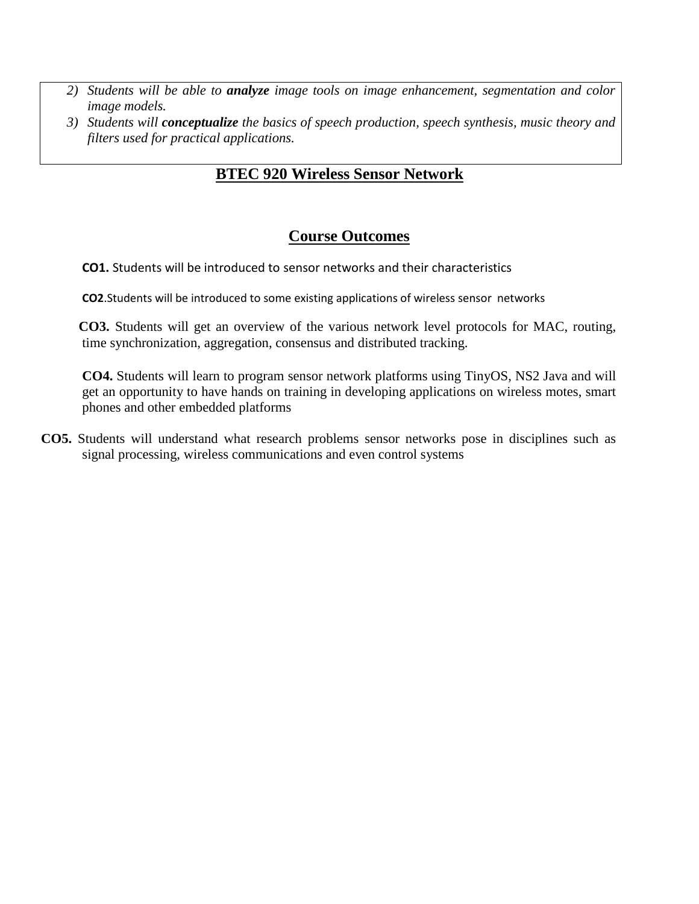2) *Students will be able to **analyze** image tools on image enhancement, segmentation and color image models.*
3) *Students will **conceptualize** the basics of speech production, speech synthesis, music theory and filters used for practical applications.*

## BTEC 920 Wireless Sensor Network

## Course Outcomes

**CO1.** Students will be introduced to sensor networks and their characteristics

**CO2**.Students will be introduced to some existing applications of wireless sensor networks

**CO3.** Students will get an overview of the various network level protocols for MAC, routing, time synchronization, aggregation, consensus and distributed tracking.

**CO4.** Students will learn to program sensor network platforms using TinyOS, NS2 Java and will get an opportunity to have hands on training in developing applications on wireless motes, smart phones and other embedded platforms

**CO5.** Students will understand what research problems sensor networks pose in disciplines such as signal processing, wireless communications and even control systems